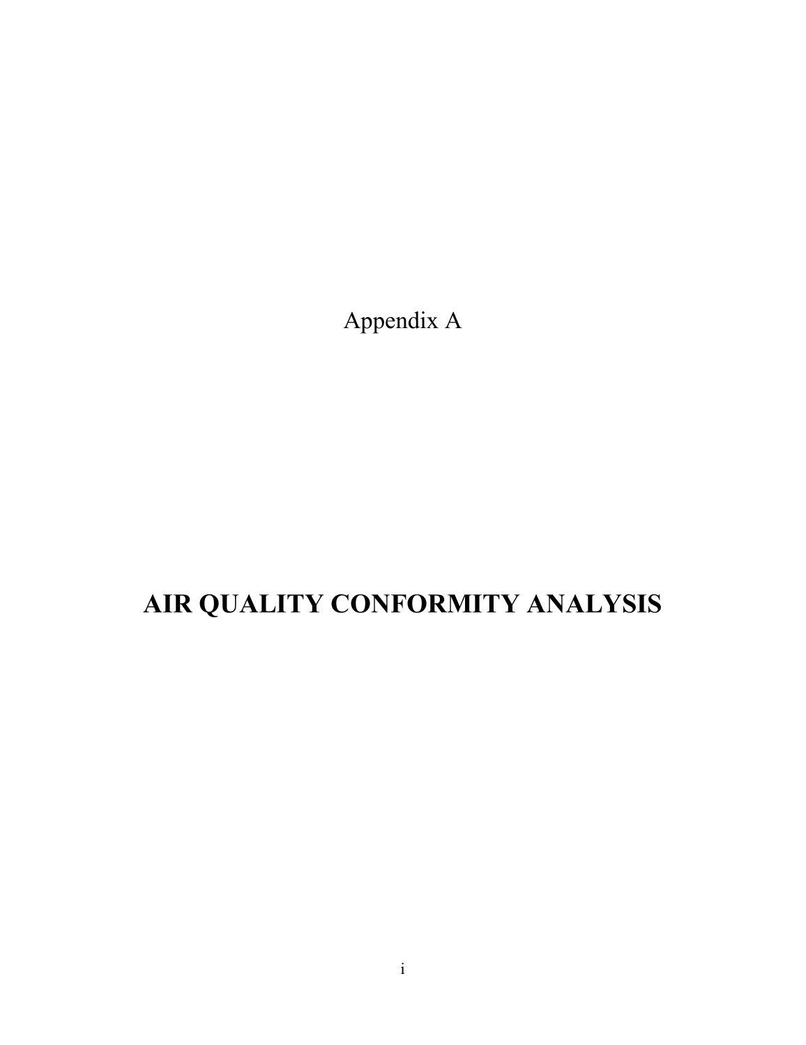Appendix A

# AIR QUALITY CONFORMITY ANALYSIS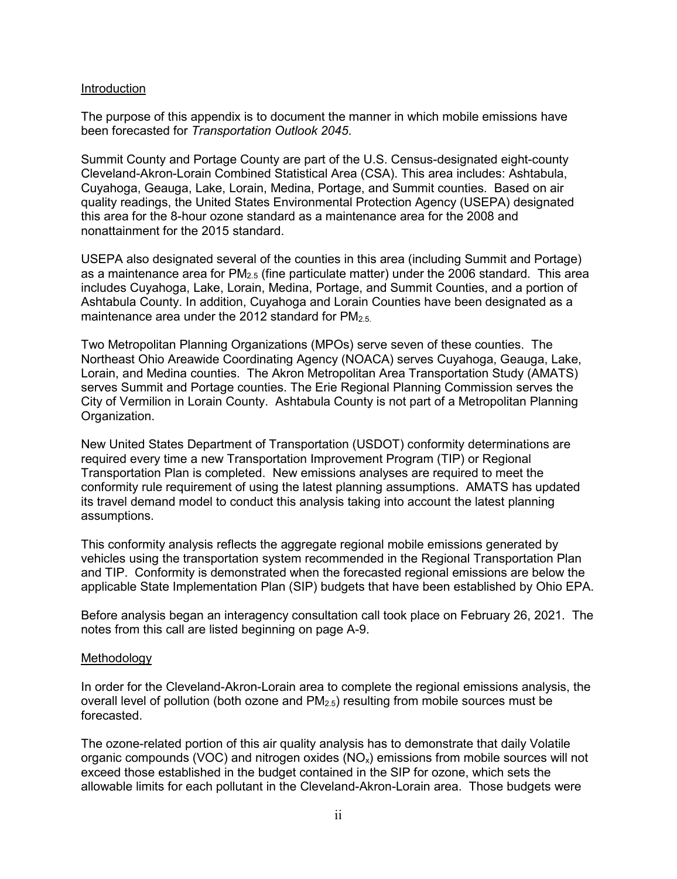## Introduction

The purpose of this appendix is to document the manner in which mobile emissions have been forecasted for *Transportation Outlook 2045*.

Summit County and Portage County are part of the U.S. Census-designated eight-county Cleveland-Akron-Lorain Combined Statistical Area (CSA). This area includes: Ashtabula, Cuyahoga, Geauga, Lake, Lorain, Medina, Portage, and Summit counties. Based on air quality readings, the United States Environmental Protection Agency (USEPA) designated this area for the 8-hour ozone standard as a maintenance area for the 2008 and nonattainment for the 2015 standard.

USEPA also designated several of the counties in this area (including Summit and Portage) as a maintenance area for $PM_{2.5}$ (fine particulate matter) under the 2006 standard. This area includes Cuyahoga, Lake, Lorain, Medina, Portage, and Summit Counties, and a portion of Ashtabula County. In addition, Cuyahoga and Lorain Counties have been designated as a maintenance area under the 2012 standard for $PM_{2.5}$.

Two Metropolitan Planning Organizations (MPOs) serve seven of these counties. The Northeast Ohio Areawide Coordinating Agency (NOACA) serves Cuyahoga, Geauga, Lake, Lorain, and Medina counties. The Akron Metropolitan Area Transportation Study (AMATS) serves Summit and Portage counties. The Erie Regional Planning Commission serves the City of Vermilion in Lorain County. Ashtabula County is not part of a Metropolitan Planning Organization.

New United States Department of Transportation (USDOT) conformity determinations are required every time a new Transportation Improvement Program (TIP) or Regional Transportation Plan is completed. New emissions analyses are required to meet the conformity rule requirement of using the latest planning assumptions. AMATS has updated its travel demand model to conduct this analysis taking into account the latest planning assumptions.

This conformity analysis reflects the aggregate regional mobile emissions generated by vehicles using the transportation system recommended in the Regional Transportation Plan and TIP. Conformity is demonstrated when the forecasted regional emissions are below the applicable State Implementation Plan (SIP) budgets that have been established by Ohio EPA.

Before analysis began an interagency consultation call took place on February 26, 2021. The notes from this call are listed beginning on page A-9.

## Methodology

In order for the Cleveland-Akron-Lorain area to complete the regional emissions analysis, the overall level of pollution (both ozone and $PM_{2.5}$) resulting from mobile sources must be forecasted.

The ozone-related portion of this air quality analysis has to demonstrate that daily Volatile organic compounds (VOC) and nitrogen oxides ($NO_x$) emissions from mobile sources will not exceed those established in the budget contained in the SIP for ozone, which sets the allowable limits for each pollutant in the Cleveland-Akron-Lorain area. Those budgets were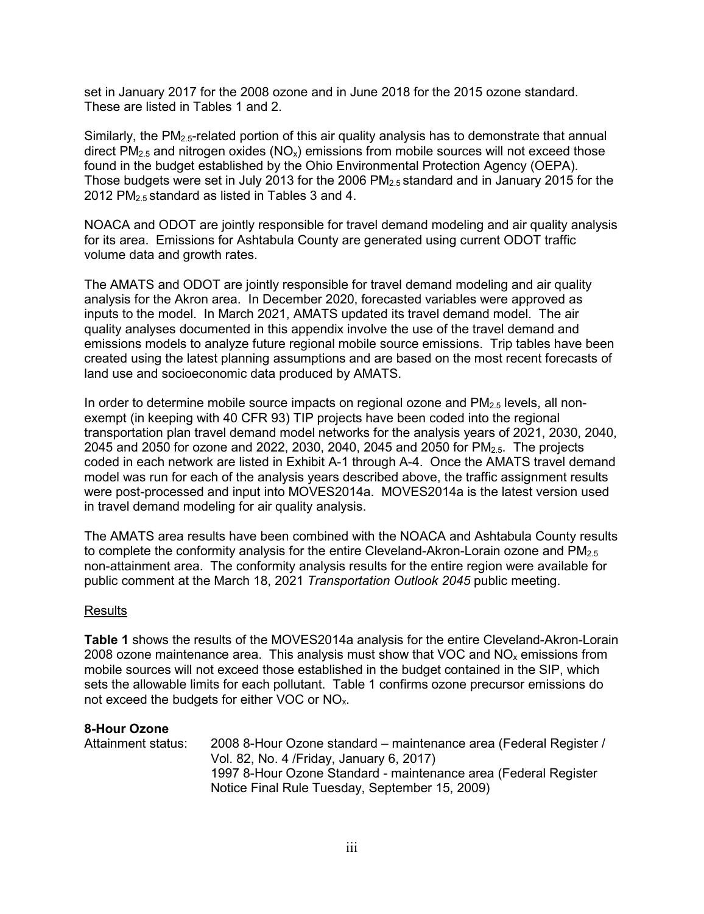set in January 2017 for the 2008 ozone and in June 2018 for the 2015 ozone standard. These are listed in Tables 1 and 2.

Similarly, the $PM_{2.5}$-related portion of this air quality analysis has to demonstrate that annual direct $PM_{2.5}$ and nitrogen oxides ($NO_x$) emissions from mobile sources will not exceed those found in the budget established by the Ohio Environmental Protection Agency (OEPA). Those budgets were set in July 2013 for the 2006 $PM_{2.5}$ standard and in January 2015 for the 2012 $PM_{2.5}$ standard as listed in Tables 3 and 4.

NOACA and ODOT are jointly responsible for travel demand modeling and air quality analysis for its area. Emissions for Ashtabula County are generated using current ODOT traffic volume data and growth rates.

The AMATS and ODOT are jointly responsible for travel demand modeling and air quality analysis for the Akron area. In December 2020, forecasted variables were approved as inputs to the model. In March 2021, AMATS updated its travel demand model. The air quality analyses documented in this appendix involve the use of the travel demand and emissions models to analyze future regional mobile source emissions. Trip tables have been created using the latest planning assumptions and are based on the most recent forecasts of land use and socioeconomic data produced by AMATS.

In order to determine mobile source impacts on regional ozone and $PM_{2.5}$ levels, all non-exempt (in keeping with 40 CFR 93) TIP projects have been coded into the regional transportation plan travel demand model networks for the analysis years of 2021, 2030, 2040, 2045 and 2050 for ozone and 2022, 2030, 2040, 2045 and 2050 for $PM_{2.5}$. The projects coded in each network are listed in Exhibit A-1 through A-4. Once the AMATS travel demand model was run for each of the analysis years described above, the traffic assignment results were post-processed and input into MOVES2014a. MOVES2014a is the latest version used in travel demand modeling for air quality analysis.

The AMATS area results have been combined with the NOACA and Ashtabula County results to complete the conformity analysis for the entire Cleveland-Akron-Lorain ozone and $PM_{2.5}$ non-attainment area. The conformity analysis results for the entire region were available for public comment at the March 18, 2021 *Transportation Outlook 2045* public meeting.

Results

**Table 1** shows the results of the MOVES2014a analysis for the entire Cleveland-Akron-Lorain 2008 ozone maintenance area. This analysis must show that VOC and $NO_x$ emissions from mobile sources will not exceed those established in the budget contained in the SIP, which sets the allowable limits for each pollutant. Table 1 confirms ozone precursor emissions do not exceed the budgets for either VOC or $NO_x$.

**8-Hour Ozone**

Attainment status: 2008 8-Hour Ozone standard – maintenance area (Federal Register / Vol. 82, No. 4 /Friday, January 6, 2017)
1997 8-Hour Ozone Standard - maintenance area (Federal Register Notice Final Rule Tuesday, September 15, 2009)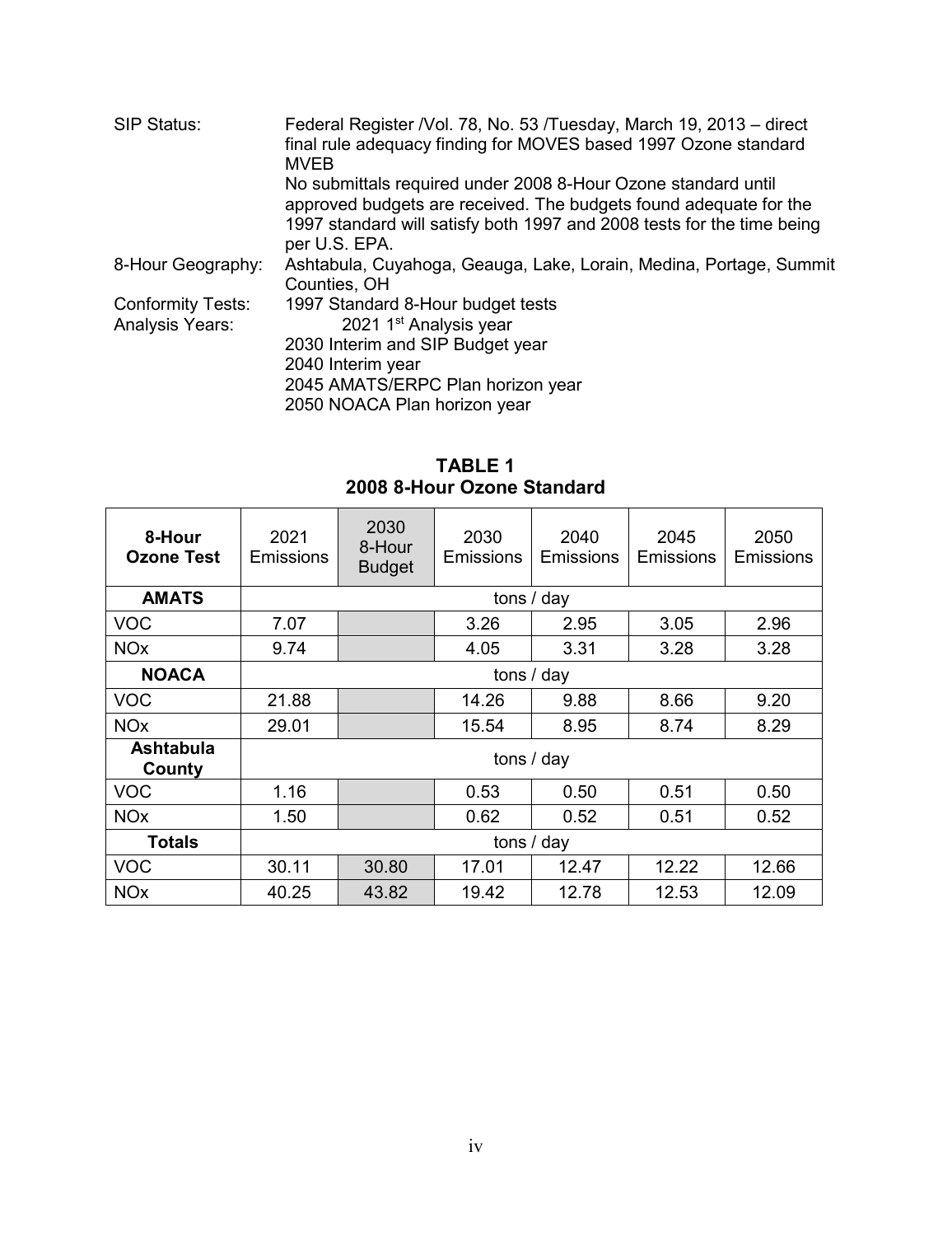| | |
|---|---|
| SIP Status: | Federal Register /Vol. 78, No. 53 /Tuesday, March 19, 2013 – direct final rule adequacy finding for MOVES based 1997 Ozone standard MVEB<br>No submittals required under 2008 8-Hour Ozone standard until approved budgets are received. The budgets found adequate for the 1997 standard will satisfy both 1997 and 2008 tests for the time being per U.S. EPA. |
| 8-Hour Geography: | Ashtabula, Cuyahoga, Geauga, Lake, Lorain, Medina, Portage, Summit Counties, OH |
| Conformity Tests: | 1997 Standard 8-Hour budget tests |
| Analysis Years: | 2021 1st Analysis year<br>2030 Interim and SIP Budget year<br>2040 Interim year<br>2045 AMATS/ERPC Plan horizon year<br>2050 NOACA Plan horizon year |

**TABLE 1**
**2008 8-Hour Ozone Standard**

| 8-Hour Ozone Test | 2021 Emissions | 2030 8-Hour Budget | 2030 Emissions | 2040 Emissions | 2045 Emissions | 2050 Emissions |
|---|---|---|---|---|---|---|
| **AMATS** | tons / day | | | | | |
| VOC | 7.07 | | 3.26 | 2.95 | 3.05 | 2.96 |
| NOx | 9.74 | | 4.05 | 3.31 | 3.28 | 3.28 |
| **NOACA** | tons / day | | | | | |
| VOC | 21.88 | | 14.26 | 9.88 | 8.66 | 9.20 |
| NOx | 29.01 | | 15.54 | 8.95 | 8.74 | 8.29 |
| **Ashtabula County** | tons / day | | | | | |
| VOC | 1.16 | | 0.53 | 0.50 | 0.51 | 0.50 |
| NOx | 1.50 | | 0.62 | 0.52 | 0.51 | 0.52 |
| **Totals** | tons / day | | | | | |
| VOC | 30.11 | 30.80 | 17.01 | 12.47 | 12.22 | 12.66 |
| NOx | 40.25 | 43.82 | 19.42 | 12.78 | 12.53 | 12.09 |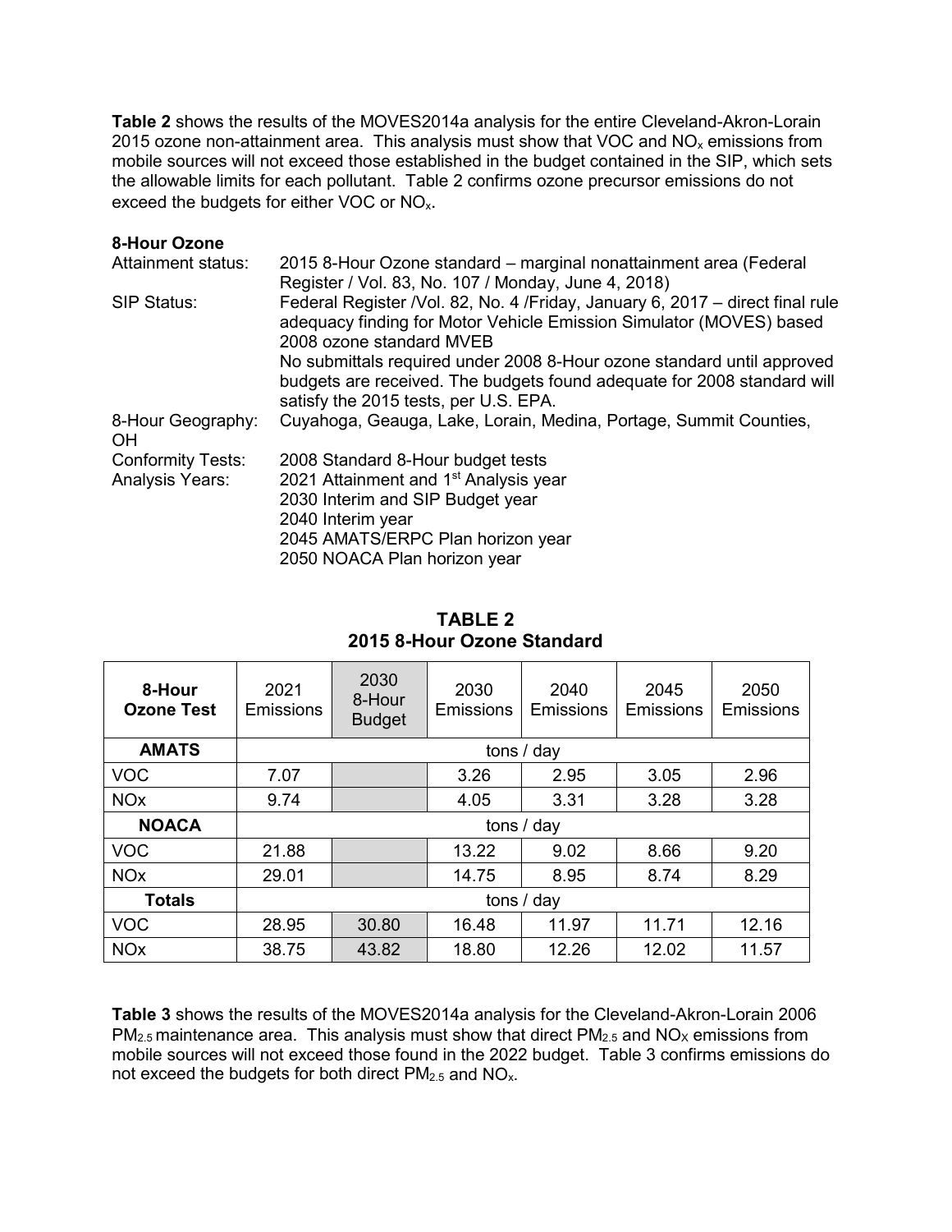**Table 2** shows the results of the MOVES2014a analysis for the entire Cleveland-Akron-Lorain 2015 ozone non-attainment area. This analysis must show that VOC and $NO_x$ emissions from mobile sources will not exceed those established in the budget contained in the SIP, which sets the allowable limits for each pollutant. Table 2 confirms ozone precursor emissions do not exceed the budgets for either VOC or $NO_x$.

**8-Hour Ozone**

Attainment status: 2015 8-Hour Ozone standard – marginal nonattainment area (Federal Register / Vol. 83, No. 107 / Monday, June 4, 2018)

SIP Status: Federal Register /Vol. 82, No. 4 /Friday, January 6, 2017 – direct final rule adequacy finding for Motor Vehicle Emission Simulator (MOVES) based 2008 ozone standard MVEB
No submittals required under 2008 8-Hour ozone standard until approved budgets are received. The budgets found adequate for 2008 standard will satisfy the 2015 tests, per U.S. EPA.

8-Hour Geography: OH Cuyahoga, Geauga, Lake, Lorain, Medina, Portage, Summit Counties,

Conformity Tests: 2008 Standard 8-Hour budget tests

Analysis Years: 2021 Attainment and 1st Analysis year
2030 Interim and SIP Budget year
2040 Interim year
2045 AMATS/ERPC Plan horizon year
2050 NOACA Plan horizon year

**TABLE 2**
**2015 8-Hour Ozone Standard**

| 8-Hour Ozone Test | 2021 Emissions | 2030 8-Hour Budget | 2030 Emissions | 2040 Emissions | 2045 Emissions | 2050 Emissions |
|---|---|---|---|---|---|---|
| **AMATS** | tons / day | | | | | |
| VOC | 7.07 | | 3.26 | 2.95 | 3.05 | 2.96 |
| NOx | 9.74 | | 4.05 | 3.31 | 3.28 | 3.28 |
| **NOACA** | tons / day | | | | | |
| VOC | 21.88 | | 13.22 | 9.02 | 8.66 | 9.20 |
| NOx | 29.01 | | 14.75 | 8.95 | 8.74 | 8.29 |
| **Totals** | tons / day | | | | | |
| VOC | 28.95 | 30.80 | 16.48 | 11.97 | 11.71 | 12.16 |
| NOx | 38.75 | 43.82 | 18.80 | 12.26 | 12.02 | 11.57 |

**Table 3** shows the results of the MOVES2014a analysis for the Cleveland-Akron-Lorain 2006 $PM_{2.5}$ maintenance area. This analysis must show that direct $PM_{2.5}$ and $NO_X$ emissions from mobile sources will not exceed those found in the 2022 budget. Table 3 confirms emissions do not exceed the budgets for both direct $PM_{2.5}$ and $NO_x$.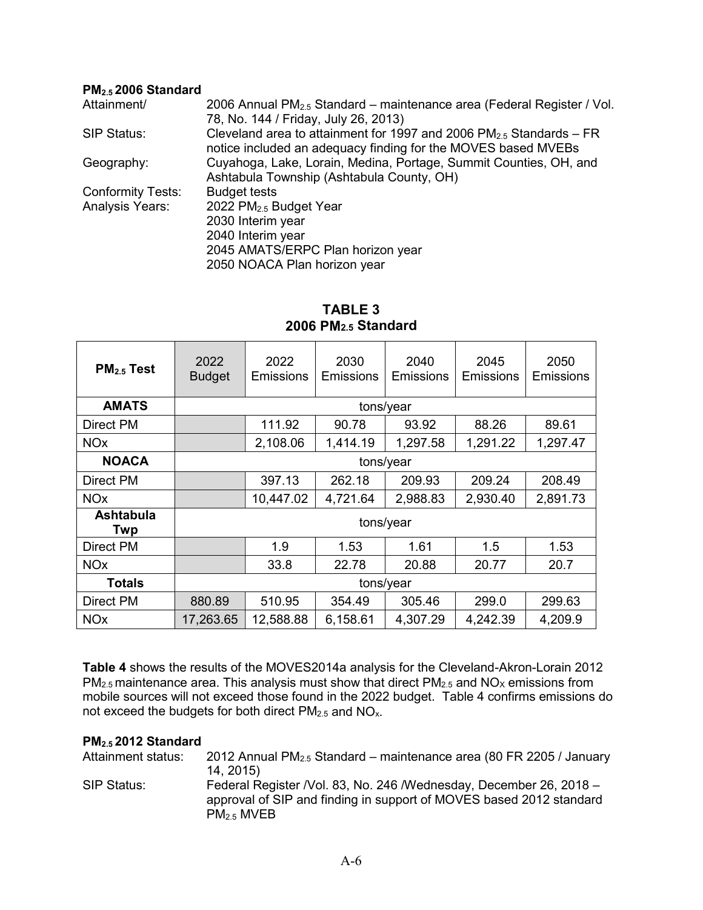**$PM_{2.5}$ 2006 Standard**

Attainment/ 2006 Annual $PM_{2.5}$ Standard – maintenance area (Federal Register / Vol. 78, No. 144 / Friday, July 26, 2013)

SIP Status: Cleveland area to attainment for 1997 and 2006 $PM_{2.5}$ Standards – FR notice included an adequacy finding for the MOVES based MVEBs

Geography: Cuyahoga, Lake, Lorain, Medina, Portage, Summit Counties, OH, and Ashtabula Township (Ashtabula County, OH)

Conformity Tests: Budget tests

Analysis Years: 2022 $PM_{2.5}$ Budget Year
2030 Interim year
2040 Interim year
2045 AMATS/ERPC Plan horizon year
2050 NOACA Plan horizon year

**TABLE 3**
**2006 $PM_{2.5}$ Standard**

| $PM_{2.5}$ Test | 2022 Budget | 2022 Emissions | 2030 Emissions | 2040 Emissions | 2045 Emissions | 2050 Emissions |
|---|---|---|---|---|---|---|
| **AMATS** | tons/year | | | | | |
| Direct PM | | 111.92 | 90.78 | 93.92 | 88.26 | 89.61 |
| NOx | | 2,108.06 | 1,414.19 | 1,297.58 | 1,291.22 | 1,297.47 |
| **NOACA** | tons/year | | | | | |
| Direct PM | | 397.13 | 262.18 | 209.93 | 209.24 | 208.49 |
| NOx | | 10,447.02 | 4,721.64 | 2,988.83 | 2,930.40 | 2,891.73 |
| **Ashtabula Twp** | tons/year | | | | | |
| Direct PM | | 1.9 | 1.53 | 1.61 | 1.5 | 1.53 |
| NOx | | 33.8 | 22.78 | 20.88 | 20.77 | 20.7 |
| **Totals** | tons/year | | | | | |
| Direct PM | 880.89 | 510.95 | 354.49 | 305.46 | 299.0 | 299.63 |
| NOx | 17,263.65 | 12,588.88 | 6,158.61 | 4,307.29 | 4,242.39 | 4,209.9 |

**Table 4** shows the results of the MOVES2014a analysis for the Cleveland-Akron-Lorain 2012 $PM_{2.5}$ maintenance area. This analysis must show that direct $PM_{2.5}$ and $NO_X$ emissions from mobile sources will not exceed those found in the 2022 budget. Table 4 confirms emissions do not exceed the budgets for both direct $PM_{2.5}$ and $NO_x$.

**$PM_{2.5}$ 2012 Standard**

Attainment status: 2012 Annual $PM_{2.5}$ Standard – maintenance area (80 FR 2205 / January 14, 2015)

SIP Status: Federal Register /Vol. 83, No. 246 /Wednesday, December 26, 2018 – approval of SIP and finding in support of MOVES based 2012 standard $PM_{2.5}$ MVEB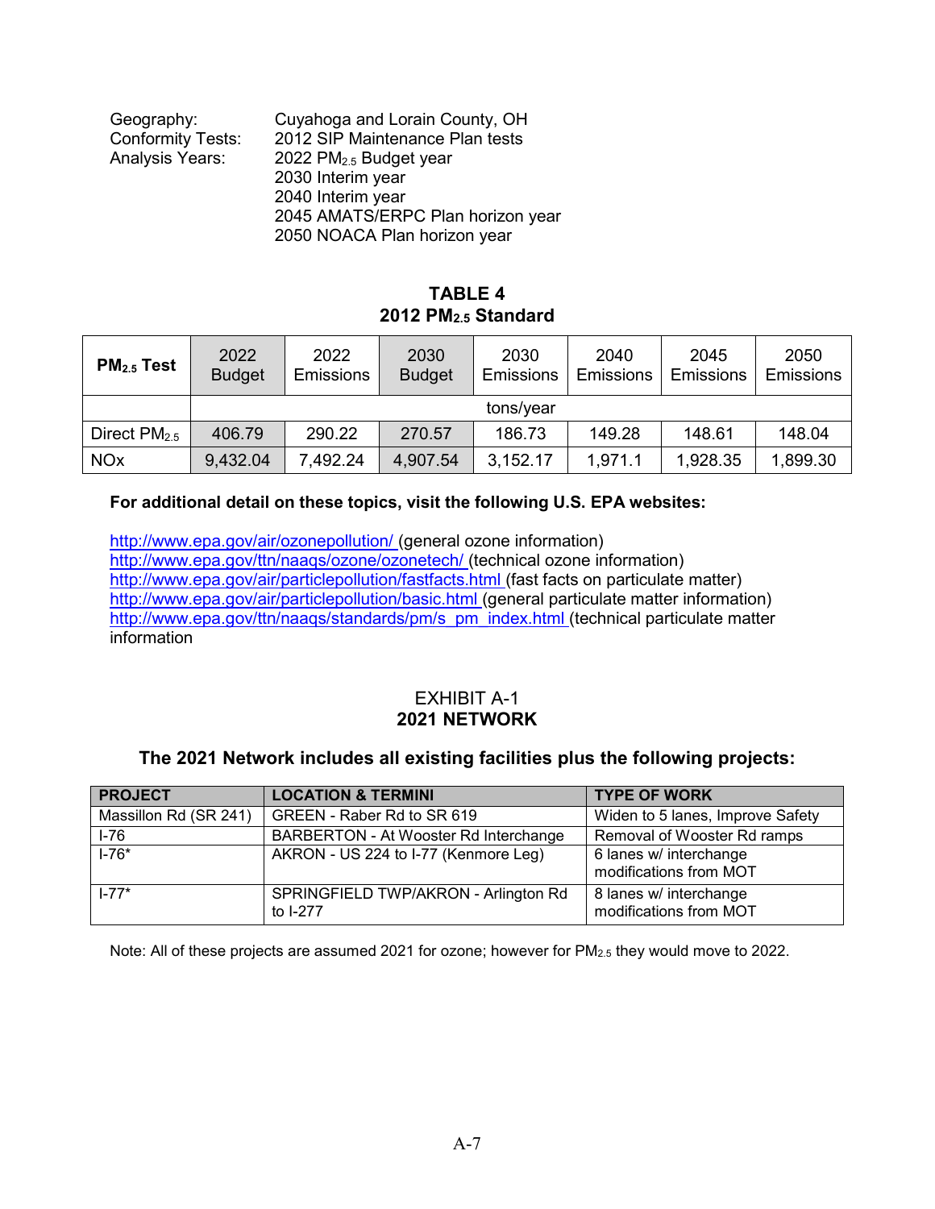| | |
|---|---|
| Geography: | Cuyahoga and Lorain County, OH |
| Conformity Tests: | 2012 SIP Maintenance Plan tests |
| Analysis Years: | 2022 $PM_{2.5}$ Budget year |
| | 2030 Interim year |
| | 2040 Interim year |
| | 2045 AMATS/ERPC Plan horizon year |
| | 2050 NOACA Plan horizon year |

## TABLE 4
## 2012 $PM_{2.5}$ Standard

| **$PM_{2.5}$ Test** | 2022 Budget | 2022 Emissions | 2030 Budget | 2030 Emissions | 2040 Emissions | 2045 Emissions | 2050 Emissions |
|---|---|---|---|---|---|---|---|
| | tons/year | | | | | | |
| Direct $PM_{2.5}$ | 406.79 | 290.22 | 270.57 | 186.73 | 149.28 | 148.61 | 148.04 |
| NOx | 9,432.04 | 7,492.24 | 4,907.54 | 3,152.17 | 1,971.1 | 1,928.35 | 1,899.30 |

**For additional detail on these topics, visit the following U.S. EPA websites:**

http://www.epa.gov/air/ozonepollution/ (general ozone information)
http://www.epa.gov/ttn/naaqs/ozone/ozonetech/ (technical ozone information)
http://www.epa.gov/air/particlepollution/fastfacts.html (fast facts on particulate matter)
http://www.epa.gov/air/particlepollution/basic.html (general particulate matter information)
http://www.epa.gov/ttn/naaqs/standards/pm/s_pm_index.html (technical particulate matter information

## EXHIBIT A-1
## 2021 NETWORK

### The 2021 Network includes all existing facilities plus the following projects:

| PROJECT | LOCATION & TERMINI | TYPE OF WORK |
|---|---|---|
| Massillon Rd (SR 241) | GREEN - Raber Rd to SR 619 | Widen to 5 lanes, Improve Safety |
| I-76 | BARBERTON - At Wooster Rd Interchange | Removal of Wooster Rd ramps |
| I-76* | AKRON - US 224 to I-77 (Kenmore Leg) | 6 lanes w/ interchange modifications from MOT |
| I-77* | SPRINGFIELD TWP/AKRON - Arlington Rd to I-277 | 8 lanes w/ interchange modifications from MOT |

Note: All of these projects are assumed 2021 for ozone; however for $PM_{2.5}$ they would move to 2022.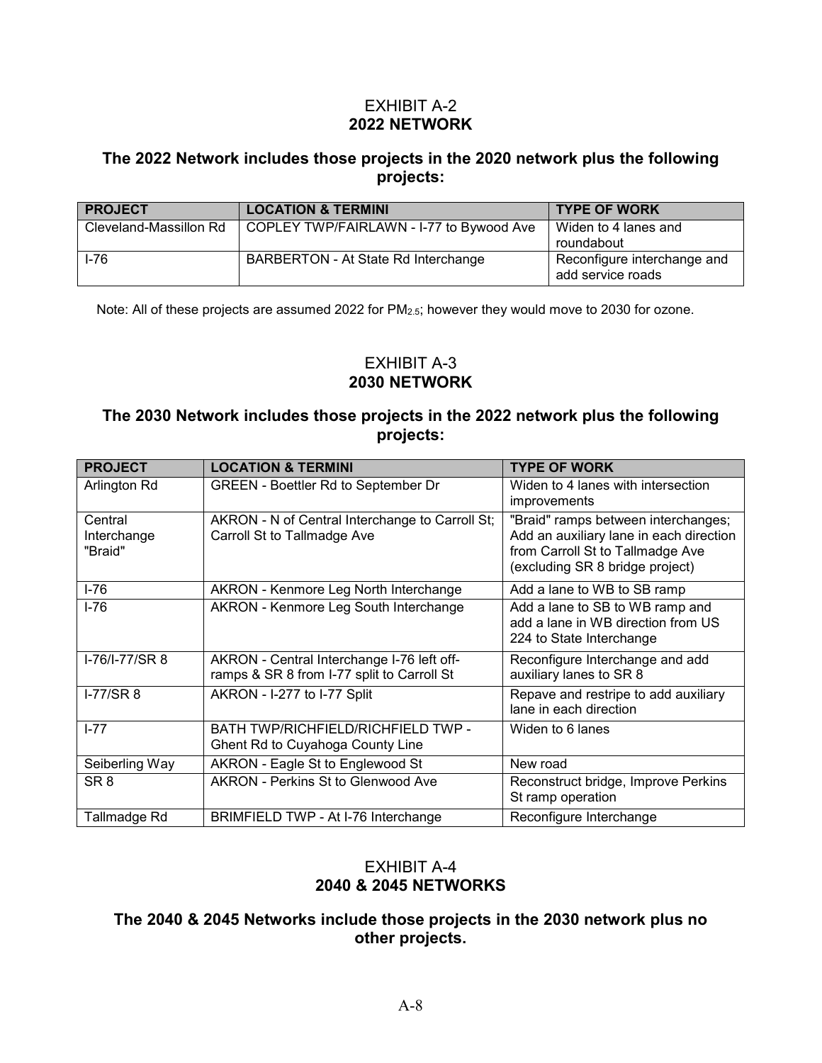## EXHIBIT A-2
## 2022 NETWORK

### The 2022 Network includes those projects in the 2020 network plus the following projects:

| PROJECT | LOCATION & TERMINI | TYPE OF WORK |
|---|---|---|
| Cleveland-Massillon Rd | COPLEY TWP/FAIRLAWN - I-77 to Bywood Ave | Widen to 4 lanes and roundabout |
| I-76 | BARBERTON - At State Rd Interchange | Reconfigure interchange and add service roads |

Note: All of these projects are assumed 2022 for $PM_{2.5}$; however they would move to 2030 for ozone.

## EXHIBIT A-3
## 2030 NETWORK

### The 2030 Network includes those projects in the 2022 network plus the following projects:

| PROJECT | LOCATION & TERMINI | TYPE OF WORK |
|---|---|---|
| Arlington Rd | GREEN - Boettler Rd to September Dr | Widen to 4 lanes with intersection improvements |
| Central Interchange "Braid" | AKRON - N of Central Interchange to Carroll St; Carroll St to Tallmadge Ave | "Braid" ramps between interchanges; Add an auxiliary lane in each direction from Carroll St to Tallmadge Ave (excluding SR 8 bridge project) |
| I-76 | AKRON - Kenmore Leg North Interchange | Add a lane to WB to SB ramp |
| I-76 | AKRON - Kenmore Leg South Interchange | Add a lane to SB to WB ramp and add a lane in WB direction from US 224 to State Interchange |
| I-76/I-77/SR 8 | AKRON - Central Interchange I-76 left off-ramps & SR 8 from I-77 split to Carroll St | Reconfigure Interchange and add auxiliary lanes to SR 8 |
| I-77/SR 8 | AKRON - I-277 to I-77 Split | Repave and restripe to add auxiliary lane in each direction |
| I-77 | BATH TWP/RICHFIELD/RICHFIELD TWP - Ghent Rd to Cuyahoga County Line | Widen to 6 lanes |
| Seiberling Way | AKRON - Eagle St to Englewood St | New road |
| SR 8 | AKRON - Perkins St to Glenwood Ave | Reconstruct bridge, Improve Perkins St ramp operation |
| Tallmadge Rd | BRIMFIELD TWP - At I-76 Interchange | Reconfigure Interchange |

## EXHIBIT A-4
## 2040 & 2045 NETWORKS

### The 2040 & 2045 Networks include those projects in the 2030 network plus no other projects.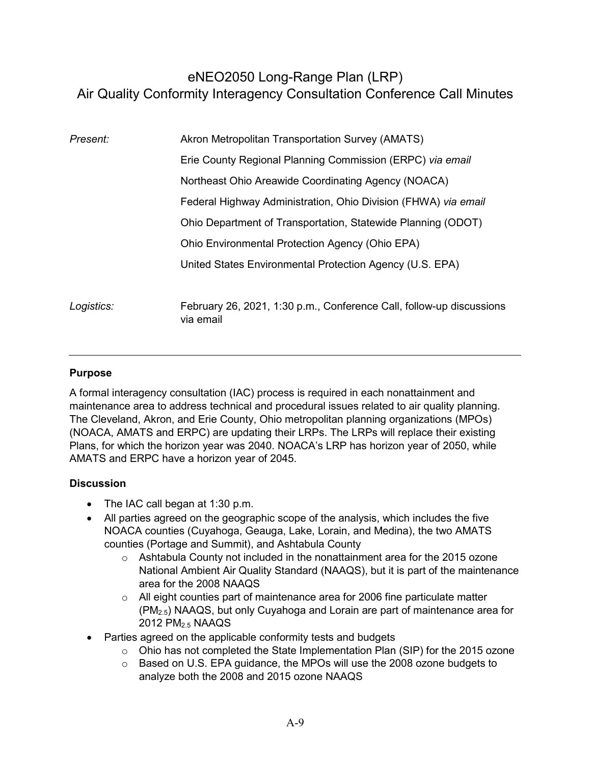# eNEO2050 Long-Range Plan (LRP)
# Air Quality Conformity Interagency Consultation Conference Call Minutes

*Present:*

Akron Metropolitan Transportation Survey (AMATS)

Erie County Regional Planning Commission (ERPC) *via email*

Northeast Ohio Areawide Coordinating Agency (NOACA)

Federal Highway Administration, Ohio Division (FHWA) *via email*

Ohio Department of Transportation, Statewide Planning (ODOT)

Ohio Environmental Protection Agency (Ohio EPA)

United States Environmental Protection Agency (U.S. EPA)

*Logistics:*

February 26, 2021, 1:30 p.m., Conference Call, follow-up discussions via email

---

**Purpose**

A formal interagency consultation (IAC) process is required in each nonattainment and maintenance area to address technical and procedural issues related to air quality planning. The Cleveland, Akron, and Erie County, Ohio metropolitan planning organizations (MPOs) (NOACA, AMATS and ERPC) are updating their LRPs. The LRPs will replace their existing Plans, for which the horizon year was 2040. NOACA's LRP has horizon year of 2050, while AMATS and ERPC have a horizon year of 2045.

**Discussion**

- The IAC call began at 1:30 p.m.
- All parties agreed on the geographic scope of the analysis, which includes the five NOACA counties (Cuyahoga, Geauga, Lake, Lorain, and Medina), the two AMATS counties (Portage and Summit), and Ashtabula County
  - Ashtabula County not included in the nonattainment area for the 2015 ozone National Ambient Air Quality Standard (NAAQS), but it is part of the maintenance area for the 2008 NAAQS
  - All eight counties part of maintenance area for 2006 fine particulate matter ($PM_{2.5}$) NAAQS, but only Cuyahoga and Lorain are part of maintenance area for 2012 $PM_{2.5}$ NAAQS
- Parties agreed on the applicable conformity tests and budgets
  - Ohio has not completed the State Implementation Plan (SIP) for the 2015 ozone
  - Based on U.S. EPA guidance, the MPOs will use the 2008 ozone budgets to analyze both the 2008 and 2015 ozone NAAQS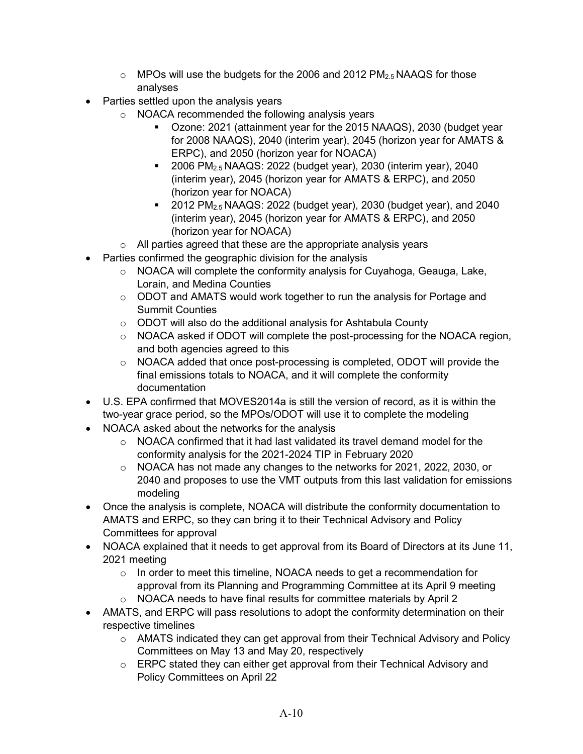- MPOs will use the budgets for the 2006 and 2012 $PM_{2.5}$ NAAQS for those analyses
- Parties settled upon the analysis years
   - NOACA recommended the following analysis years
      - Ozone: 2021 (attainment year for the 2015 NAAQS), 2030 (budget year for 2008 NAAQS), 2040 (interim year), 2045 (horizon year for AMATS & ERPC), and 2050 (horizon year for NOACA)
      - 2006 $PM_{2.5}$ NAAQS: 2022 (budget year), 2030 (interim year), 2040 (interim year), 2045 (horizon year for AMATS & ERPC), and 2050 (horizon year for NOACA)
      - 2012 $PM_{2.5}$ NAAQS: 2022 (budget year), 2030 (budget year), and 2040 (interim year), 2045 (horizon year for AMATS & ERPC), and 2050 (horizon year for NOACA)
   - All parties agreed that these are the appropriate analysis years
- Parties confirmed the geographic division for the analysis
   - NOACA will complete the conformity analysis for Cuyahoga, Geauga, Lake, Lorain, and Medina Counties
   - ODOT and AMATS would work together to run the analysis for Portage and Summit Counties
   - ODOT will also do the additional analysis for Ashtabula County
   - NOACA asked if ODOT will complete the post-processing for the NOACA region, and both agencies agreed to this
   - NOACA added that once post-processing is completed, ODOT will provide the final emissions totals to NOACA, and it will complete the conformity documentation
- U.S. EPA confirmed that MOVES2014a is still the version of record, as it is within the two-year grace period, so the MPOs/ODOT will use it to complete the modeling
- NOACA asked about the networks for the analysis
   - NOACA confirmed that it had last validated its travel demand model for the conformity analysis for the 2021-2024 TIP in February 2020
   - NOACA has not made any changes to the networks for 2021, 2022, 2030, or 2040 and proposes to use the VMT outputs from this last validation for emissions modeling
- Once the analysis is complete, NOACA will distribute the conformity documentation to AMATS and ERPC, so they can bring it to their Technical Advisory and Policy Committees for approval
- NOACA explained that it needs to get approval from its Board of Directors at its June 11, 2021 meeting
   - In order to meet this timeline, NOACA needs to get a recommendation for approval from its Planning and Programming Committee at its April 9 meeting
   - NOACA needs to have final results for committee materials by April 2
- AMATS, and ERPC will pass resolutions to adopt the conformity determination on their respective timelines
   - AMATS indicated they can get approval from their Technical Advisory and Policy Committees on May 13 and May 20, respectively
   - ERPC stated they can either get approval from their Technical Advisory and Policy Committees on April 22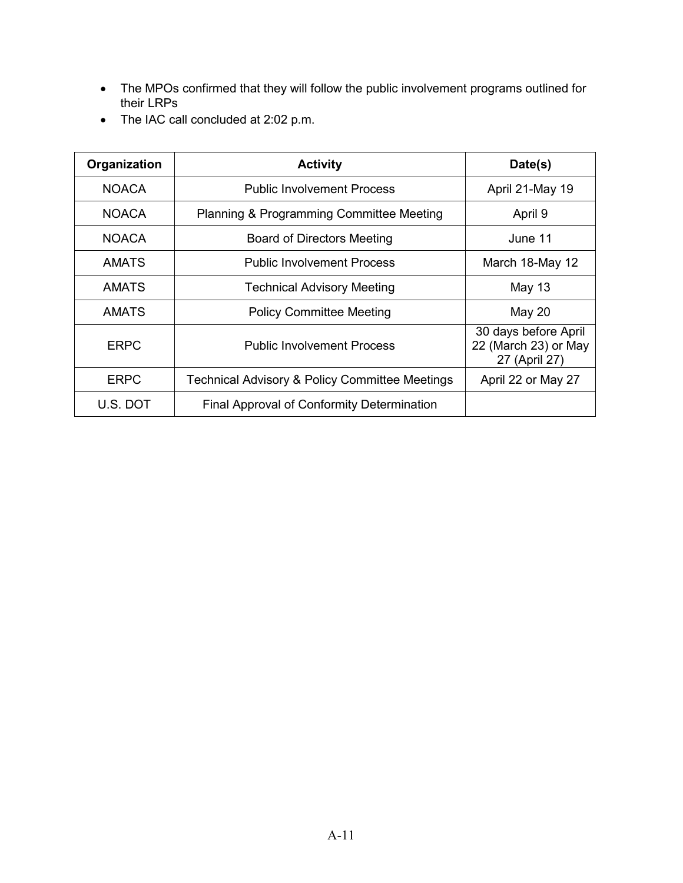- The MPOs confirmed that they will follow the public involvement programs outlined for their LRPs
- The IAC call concluded at 2:02 p.m.

| Organization | Activity | Date(s) |
|---|---|---|
| NOACA | Public Involvement Process | April 21-May 19 |
| NOACA | Planning & Programming Committee Meeting | April 9 |
| NOACA | Board of Directors Meeting | June 11 |
| AMATS | Public Involvement Process | March 18-May 12 |
| AMATS | Technical Advisory Meeting | May 13 |
| AMATS | Policy Committee Meeting | May 20 |
| ERPC | Public Involvement Process | 30 days before April 22 (March 23) or May 27 (April 27) |
| ERPC | Technical Advisory & Policy Committee Meetings | April 22 or May 27 |
| U.S. DOT | Final Approval of Conformity Determination | |